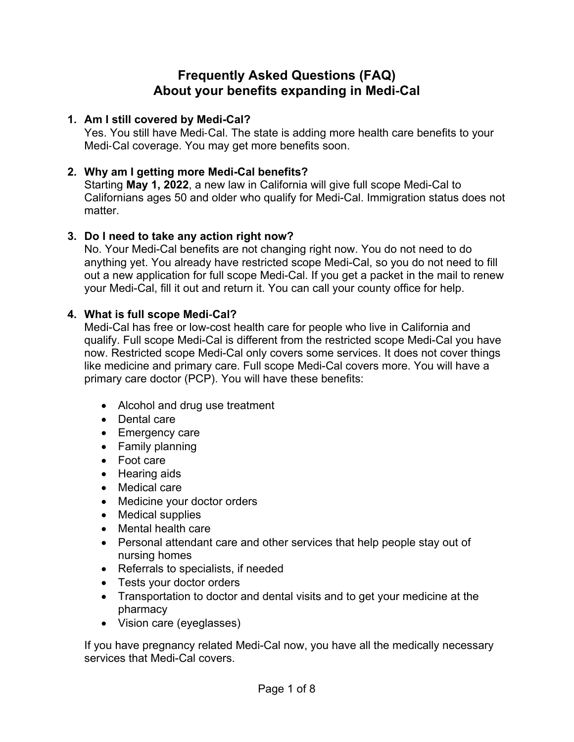# Frequently Asked Questions (FAQ)
# About your benefits expanding in Medi-Cal

1. **Am I still covered by Medi-Cal?**
   Yes. You still have Medi-Cal. The state is adding more health care benefits to your Medi-Cal coverage. You may get more benefits soon.

2. **Why am I getting more Medi-Cal benefits?**
   Starting **May 1, 2022**, a new law in California will give full scope Medi-Cal to Californians ages 50 and older who qualify for Medi-Cal. Immigration status does not matter.

3. **Do I need to take any action right now?**
   No. Your Medi-Cal benefits are not changing right now. You do not need to do anything yet. You already have restricted scope Medi-Cal, so you do not need to fill out a new application for full scope Medi-Cal. If you get a packet in the mail to renew your Medi-Cal, fill it out and return it. You can call your county office for help.

4. **What is full scope Medi-Cal?**
   Medi-Cal has free or low-cost health care for people who live in California and qualify. Full scope Medi-Cal is different from the restricted scope Medi-Cal you have now. Restricted scope Medi-Cal only covers some services. It does not cover things like medicine and primary care. Full scope Medi-Cal covers more. You will have a primary care doctor (PCP). You will have these benefits:

   - Alcohol and drug use treatment
   - Dental care
   - Emergency care
   - Family planning
   - Foot care
   - Hearing aids
   - Medical care
   - Medicine your doctor orders
   - Medical supplies
   - Mental health care
   - Personal attendant care and other services that help people stay out of nursing homes
   - Referrals to specialists, if needed
   - Tests your doctor orders
   - Transportation to doctor and dental visits and to get your medicine at the pharmacy
   - Vision care (eyeglasses)

   If you have pregnancy related Medi-Cal now, you have all the medically necessary services that Medi-Cal covers.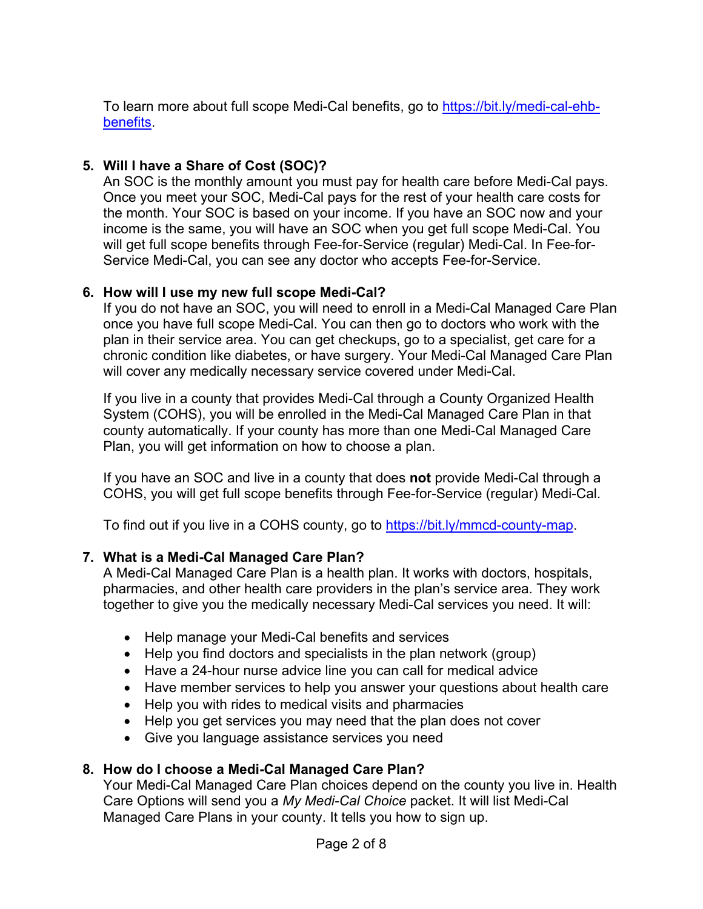To learn more about full scope Medi-Cal benefits, go to [https://bit.ly/medi-cal-ehb-benefits](https://bit.ly/medi-cal-ehb-benefits).

5. **Will I have a Share of Cost (SOC)?**
   An SOC is the monthly amount you must pay for health care before Medi-Cal pays. Once you meet your SOC, Medi-Cal pays for the rest of your health care costs for the month. Your SOC is based on your income. If you have an SOC now and your income is the same, you will have an SOC when you get full scope Medi-Cal. You will get full scope benefits through Fee-for-Service (regular) Medi-Cal. In Fee-for-Service Medi-Cal, you can see any doctor who accepts Fee-for-Service.

6. **How will I use my new full scope Medi-Cal?**
   If you do not have an SOC, you will need to enroll in a Medi-Cal Managed Care Plan once you have full scope Medi-Cal. You can then go to doctors who work with the plan in their service area. You can get checkups, go to a specialist, get care for a chronic condition like diabetes, or have surgery. Your Medi-Cal Managed Care Plan will cover any medically necessary service covered under Medi-Cal.

   If you live in a county that provides Medi-Cal through a County Organized Health System (COHS), you will be enrolled in the Medi-Cal Managed Care Plan in that county automatically. If your county has more than one Medi-Cal Managed Care Plan, you will get information on how to choose a plan.

   If you have an SOC and live in a county that does **not** provide Medi-Cal through a COHS, you will get full scope benefits through Fee-for-Service (regular) Medi-Cal.

   To find out if you live in a COHS county, go to [https://bit.ly/mmcd-county-map](https://bit.ly/mmcd-county-map).

7. **What is a Medi-Cal Managed Care Plan?**
   A Medi-Cal Managed Care Plan is a health plan. It works with doctors, hospitals, pharmacies, and other health care providers in the plan's service area. They work together to give you the medically necessary Medi-Cal services you need. It will:

   - Help manage your Medi-Cal benefits and services
   - Help you find doctors and specialists in the plan network (group)
   - Have a 24-hour nurse advice line you can call for medical advice
   - Have member services to help you answer your questions about health care
   - Help you with rides to medical visits and pharmacies
   - Help you get services you may need that the plan does not cover
   - Give you language assistance services you need

8. **How do I choose a Medi-Cal Managed Care Plan?**
   Your Medi-Cal Managed Care Plan choices depend on the county you live in. Health Care Options will send you a *My Medi-Cal Choice* packet. It will list Medi-Cal Managed Care Plans in your county. It tells you how to sign up.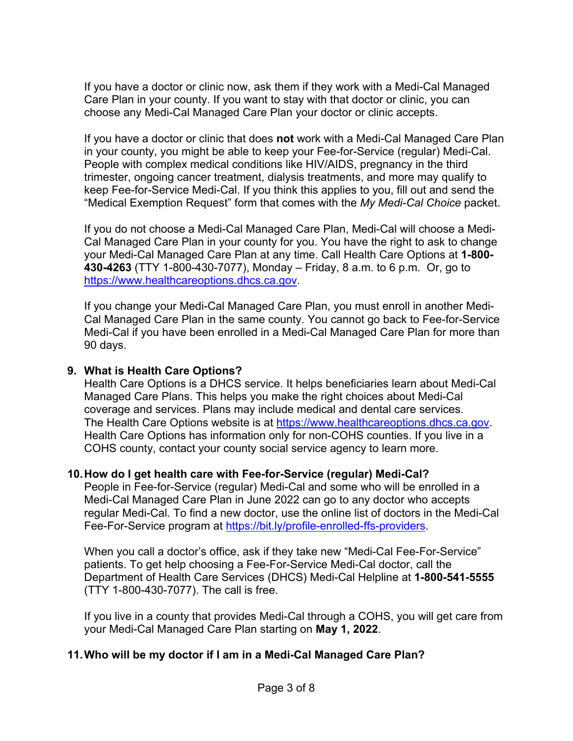If you have a doctor or clinic now, ask them if they work with a Medi-Cal Managed Care Plan in your county. If you want to stay with that doctor or clinic, you can choose any Medi-Cal Managed Care Plan your doctor or clinic accepts.

If you have a doctor or clinic that does **not** work with a Medi-Cal Managed Care Plan in your county, you might be able to keep your Fee-for-Service (regular) Medi-Cal. People with complex medical conditions like HIV/AIDS, pregnancy in the third trimester, ongoing cancer treatment, dialysis treatments, and more may qualify to keep Fee-for-Service Medi-Cal. If you think this applies to you, fill out and send the "Medical Exemption Request" form that comes with the *My Medi-Cal Choice* packet.

If you do not choose a Medi-Cal Managed Care Plan, Medi-Cal will choose a Medi-Cal Managed Care Plan in your county for you. You have the right to ask to change your Medi-Cal Managed Care Plan at any time. Call Health Care Options at **1-800-430-4263** (TTY 1-800-430-7077), Monday – Friday, 8 a.m. to 6 p.m. Or, go to https://www.healthcareoptions.dhcs.ca.gov.

If you change your Medi-Cal Managed Care Plan, you must enroll in another Medi-Cal Managed Care Plan in the same county. You cannot go back to Fee-for-Service Medi-Cal if you have been enrolled in a Medi-Cal Managed Care Plan for more than 90 days.

### 9. What is Health Care Options?

Health Care Options is a DHCS service. It helps beneficiaries learn about Medi-Cal Managed Care Plans. This helps you make the right choices about Medi-Cal coverage and services. Plans may include medical and dental care services. The Health Care Options website is at https://www.healthcareoptions.dhcs.ca.gov. Health Care Options has information only for non-COHS counties. If you live in a COHS county, contact your county social service agency to learn more.

### 10. How do I get health care with Fee-for-Service (regular) Medi-Cal?

People in Fee-for-Service (regular) Medi-Cal and some who will be enrolled in a Medi-Cal Managed Care Plan in June 2022 can go to any doctor who accepts regular Medi-Cal. To find a new doctor, use the online list of doctors in the Medi-Cal Fee-For-Service program at https://bit.ly/profile-enrolled-ffs-providers.

When you call a doctor's office, ask if they take new "Medi-Cal Fee-For-Service" patients. To get help choosing a Fee-For-Service Medi-Cal doctor, call the Department of Health Care Services (DHCS) Medi-Cal Helpline at **1-800-541-5555** (TTY 1-800-430-7077). The call is free.

If you live in a county that provides Medi-Cal through a COHS, you will get care from your Medi-Cal Managed Care Plan starting on **May 1, 2022**.

### 11. Who will be my doctor if I am in a Medi-Cal Managed Care Plan?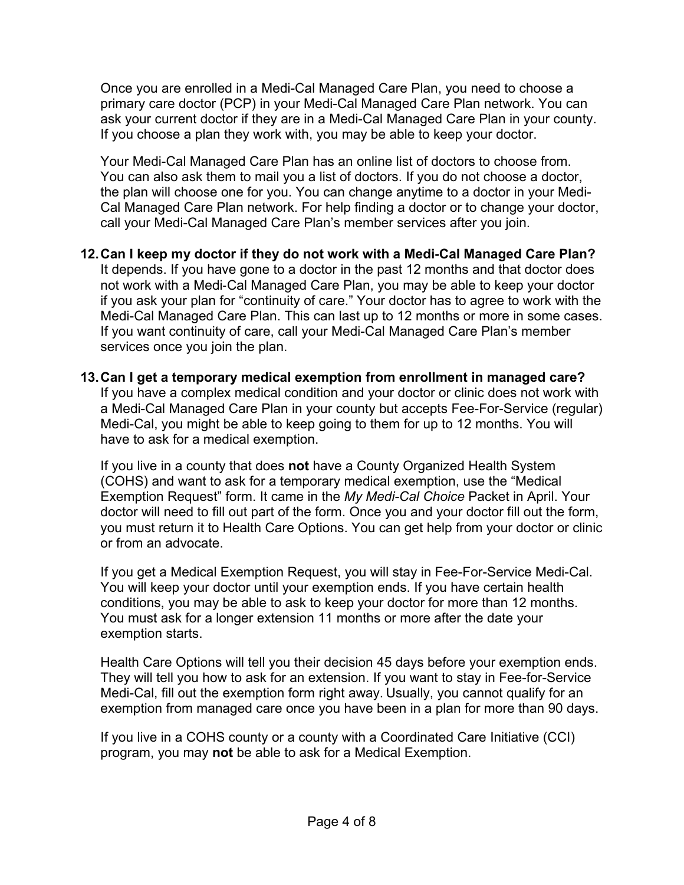Once you are enrolled in a Medi-Cal Managed Care Plan, you need to choose a primary care doctor (PCP) in your Medi-Cal Managed Care Plan network. You can ask your current doctor if they are in a Medi-Cal Managed Care Plan in your county. If you choose a plan they work with, you may be able to keep your doctor.

Your Medi-Cal Managed Care Plan has an online list of doctors to choose from. You can also ask them to mail you a list of doctors. If you do not choose a doctor, the plan will choose one for you. You can change anytime to a doctor in your Medi-Cal Managed Care Plan network. For help finding a doctor or to change your doctor, call your Medi-Cal Managed Care Plan's member services after you join.

**12. Can I keep my doctor if they do not work with a Medi-Cal Managed Care Plan?**

It depends. If you have gone to a doctor in the past 12 months and that doctor does not work with a Medi-Cal Managed Care Plan, you may be able to keep your doctor if you ask your plan for "continuity of care." Your doctor has to agree to work with the Medi-Cal Managed Care Plan. This can last up to 12 months or more in some cases. If you want continuity of care, call your Medi-Cal Managed Care Plan's member services once you join the plan.

**13. Can I get a temporary medical exemption from enrollment in managed care?**

If you have a complex medical condition and your doctor or clinic does not work with a Medi-Cal Managed Care Plan in your county but accepts Fee-For-Service (regular) Medi-Cal, you might be able to keep going to them for up to 12 months. You will have to ask for a medical exemption.

If you live in a county that does **not** have a County Organized Health System (COHS) and want to ask for a temporary medical exemption, use the "Medical Exemption Request" form. It came in the *My Medi-Cal Choice* Packet in April. Your doctor will need to fill out part of the form. Once you and your doctor fill out the form, you must return it to Health Care Options. You can get help from your doctor or clinic or from an advocate.

If you get a Medical Exemption Request, you will stay in Fee-For-Service Medi-Cal. You will keep your doctor until your exemption ends. If you have certain health conditions, you may be able to ask to keep your doctor for more than 12 months. You must ask for a longer extension 11 months or more after the date your exemption starts.

Health Care Options will tell you their decision 45 days before your exemption ends. They will tell you how to ask for an extension. If you want to stay in Fee-for-Service Medi-Cal, fill out the exemption form right away. Usually, you cannot qualify for an exemption from managed care once you have been in a plan for more than 90 days.

If you live in a COHS county or a county with a Coordinated Care Initiative (CCI) program, you may **not** be able to ask for a Medical Exemption.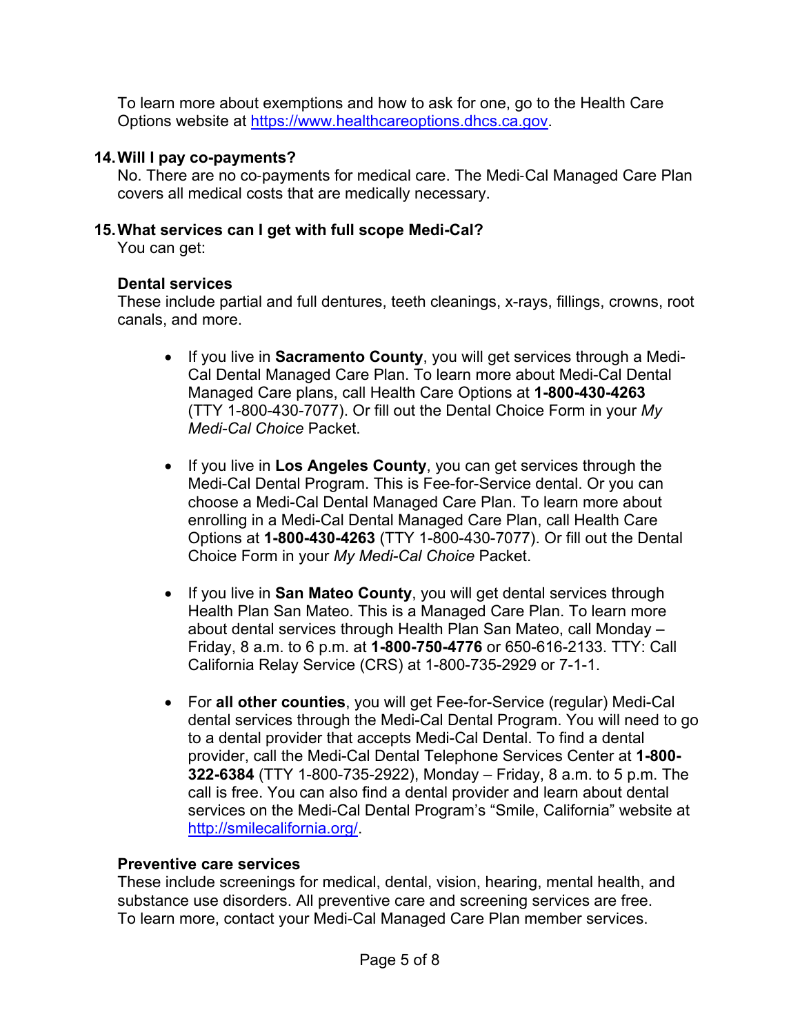To learn more about exemptions and how to ask for one, go to the Health Care Options website at [https://www.healthcareoptions.dhcs.ca.gov](https://www.healthcareoptions.dhcs.ca.gov).

**14. Will I pay co-payments?**

No. There are no co-payments for medical care. The Medi-Cal Managed Care Plan covers all medical costs that are medically necessary.

**15. What services can I get with full scope Medi-Cal?**

You can get:

**Dental services**

These include partial and full dentures, teeth cleanings, x-rays, fillings, crowns, root canals, and more.

- If you live in **Sacramento County**, you will get services through a Medi-Cal Dental Managed Care Plan. To learn more about Medi-Cal Dental Managed Care plans, call Health Care Options at **1-800-430-4263** (TTY 1-800-430-7077). Or fill out the Dental Choice Form in your *My Medi-Cal Choice* Packet.

- If you live in **Los Angeles County**, you can get services through the Medi-Cal Dental Program. This is Fee-for-Service dental. Or you can choose a Medi-Cal Dental Managed Care Plan. To learn more about enrolling in a Medi-Cal Dental Managed Care Plan, call Health Care Options at **1-800-430-4263** (TTY 1-800-430-7077). Or fill out the Dental Choice Form in your *My Medi-Cal Choice* Packet.

- If you live in **San Mateo County**, you will get dental services through Health Plan San Mateo. This is a Managed Care Plan. To learn more about dental services through Health Plan San Mateo, call Monday – Friday, 8 a.m. to 6 p.m. at **1-800-750-4776** or 650-616-2133. TTY: Call California Relay Service (CRS) at 1-800-735-2929 or 7-1-1.

- For **all other counties**, you will get Fee-for-Service (regular) Medi-Cal dental services through the Medi-Cal Dental Program. You will need to go to a dental provider that accepts Medi-Cal Dental. To find a dental provider, call the Medi-Cal Dental Telephone Services Center at **1-800-322-6384** (TTY 1-800-735-2922), Monday – Friday, 8 a.m. to 5 p.m. The call is free. You can also find a dental provider and learn about dental services on the Medi-Cal Dental Program's "Smile, California" website at [http://smilecalifornia.org/](http://smilecalifornia.org/).

**Preventive care services**

These include screenings for medical, dental, vision, hearing, mental health, and substance use disorders. All preventive care and screening services are free. To learn more, contact your Medi-Cal Managed Care Plan member services.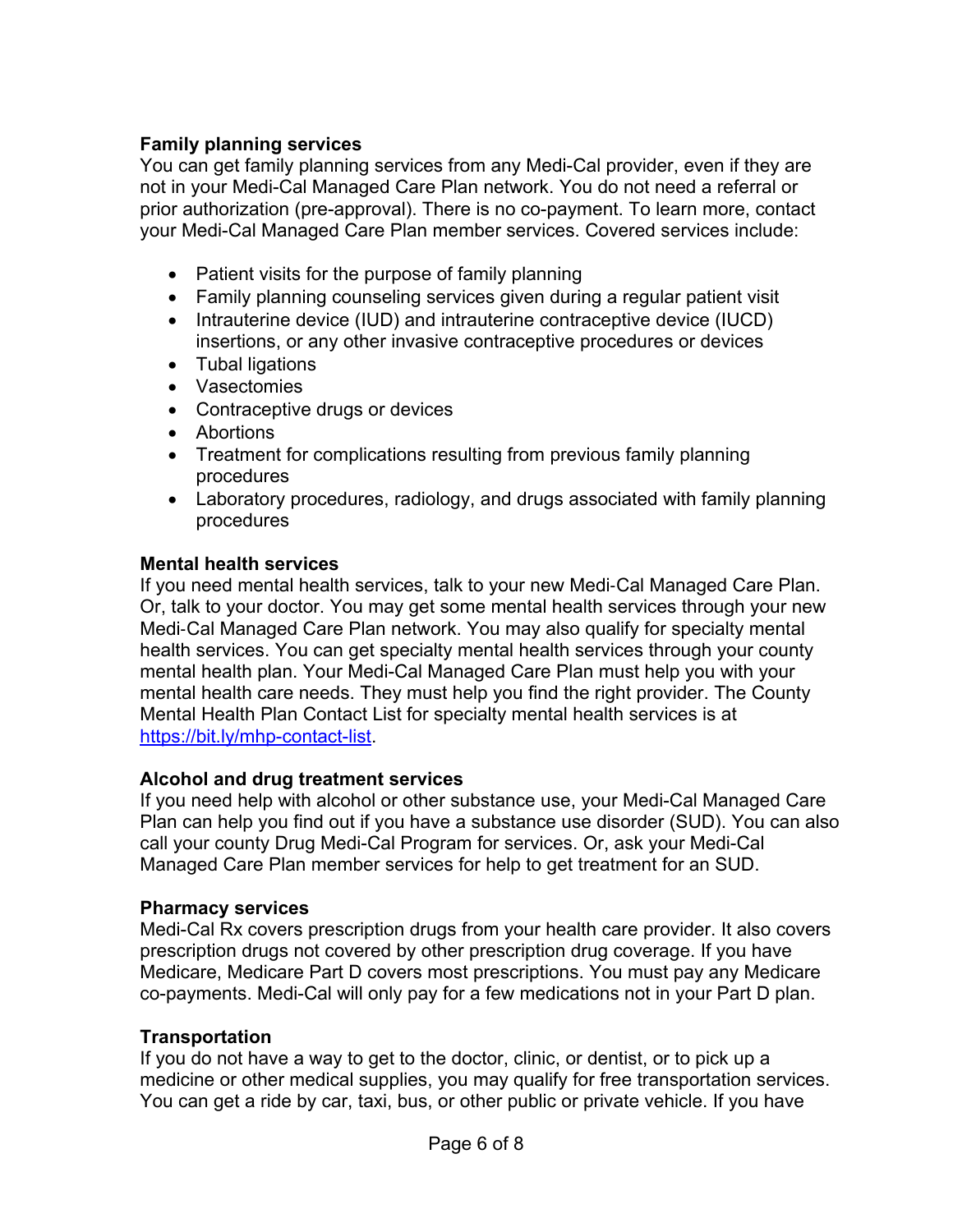**Family planning services**

You can get family planning services from any Medi-Cal provider, even if they are not in your Medi-Cal Managed Care Plan network. You do not need a referral or prior authorization (pre-approval). There is no co-payment. To learn more, contact your Medi-Cal Managed Care Plan member services. Covered services include:

- Patient visits for the purpose of family planning
- Family planning counseling services given during a regular patient visit
- Intrauterine device (IUD) and intrauterine contraceptive device (IUCD) insertions, or any other invasive contraceptive procedures or devices
- Tubal ligations
- Vasectomies
- Contraceptive drugs or devices
- Abortions
- Treatment for complications resulting from previous family planning procedures
- Laboratory procedures, radiology, and drugs associated with family planning procedures

**Mental health services**

If you need mental health services, talk to your new Medi-Cal Managed Care Plan. Or, talk to your doctor. You may get some mental health services through your new Medi-Cal Managed Care Plan network. You may also qualify for specialty mental health services. You can get specialty mental health services through your county mental health plan. Your Medi-Cal Managed Care Plan must help you with your mental health care needs. They must help you find the right provider. The County Mental Health Plan Contact List for specialty mental health services is at [https://bit.ly/mhp-contact-list](https://bit.ly/mhp-contact-list).

**Alcohol and drug treatment services**

If you need help with alcohol or other substance use, your Medi-Cal Managed Care Plan can help you find out if you have a substance use disorder (SUD). You can also call your county Drug Medi-Cal Program for services. Or, ask your Medi-Cal Managed Care Plan member services for help to get treatment for an SUD.

**Pharmacy services**

Medi-Cal Rx covers prescription drugs from your health care provider. It also covers prescription drugs not covered by other prescription drug coverage. If you have Medicare, Medicare Part D covers most prescriptions. You must pay any Medicare co-payments. Medi-Cal will only pay for a few medications not in your Part D plan.

**Transportation**

If you do not have a way to get to the doctor, clinic, or dentist, or to pick up a medicine or other medical supplies, you may qualify for free transportation services. You can get a ride by car, taxi, bus, or other public or private vehicle. If you have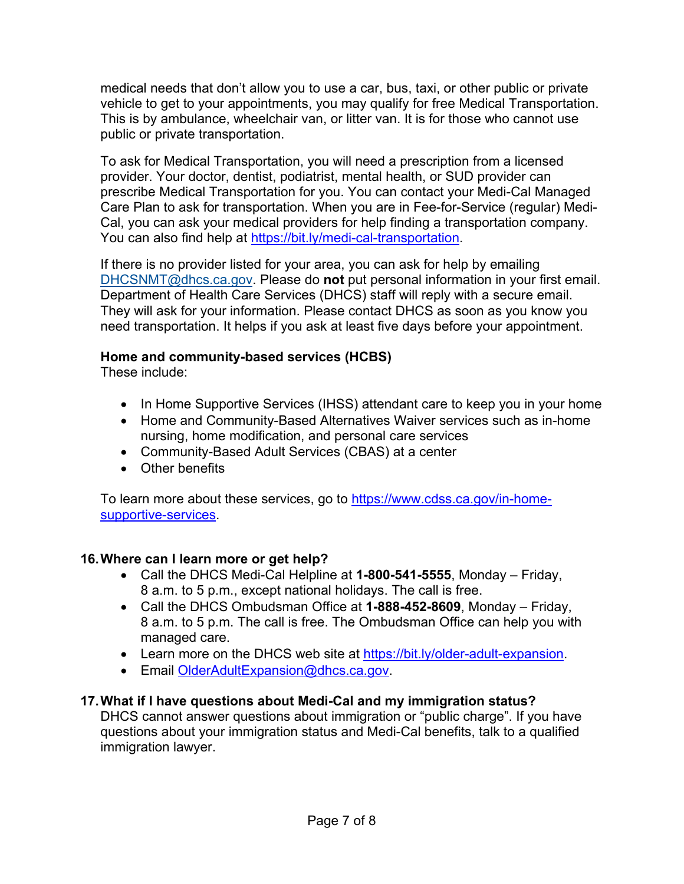medical needs that don't allow you to use a car, bus, taxi, or other public or private vehicle to get to your appointments, you may qualify for free Medical Transportation. This is by ambulance, wheelchair van, or litter van. It is for those who cannot use public or private transportation.

To ask for Medical Transportation, you will need a prescription from a licensed provider. Your doctor, dentist, podiatrist, mental health, or SUD provider can prescribe Medical Transportation for you. You can contact your Medi-Cal Managed Care Plan to ask for transportation. When you are in Fee-for-Service (regular) Medi-Cal, you can ask your medical providers for help finding a transportation company. You can also find help at https://bit.ly/medi-cal-transportation.

If there is no provider listed for your area, you can ask for help by emailing DHCSNMT@dhcs.ca.gov. Please do **not** put personal information in your first email. Department of Health Care Services (DHCS) staff will reply with a secure email. They will ask for your information. Please contact DHCS as soon as you know you need transportation. It helps if you ask at least five days before your appointment.

**Home and community-based services (HCBS)**

These include:

- In Home Supportive Services (IHSS) attendant care to keep you in your home
- Home and Community-Based Alternatives Waiver services such as in-home nursing, home modification, and personal care services
- Community-Based Adult Services (CBAS) at a center
- Other benefits

To learn more about these services, go to https://www.cdss.ca.gov/in-home-supportive-services.

## 16. Where can I learn more or get help?

- Call the DHCS Medi-Cal Helpline at **1-800-541-5555**, Monday – Friday, 8 a.m. to 5 p.m., except national holidays. The call is free.
- Call the DHCS Ombudsman Office at **1-888-452-8609**, Monday – Friday, 8 a.m. to 5 p.m. The call is free. The Ombudsman Office can help you with managed care.
- Learn more on the DHCS web site at https://bit.ly/older-adult-expansion.
- Email OlderAdultExpansion@dhcs.ca.gov.

## 17. What if I have questions about Medi-Cal and my immigration status?

DHCS cannot answer questions about immigration or "public charge". If you have questions about your immigration status and Medi-Cal benefits, talk to a qualified immigration lawyer.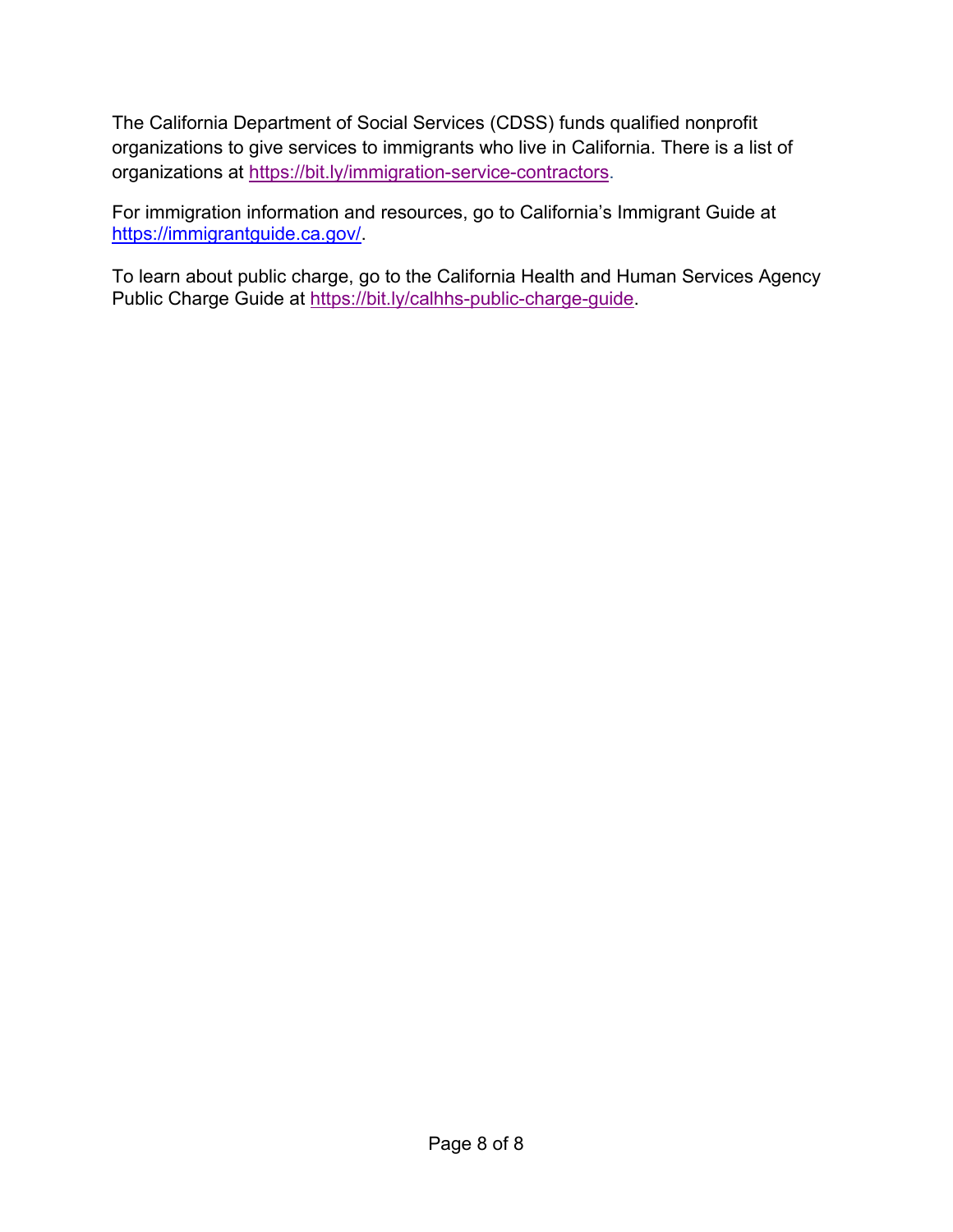The California Department of Social Services (CDSS) funds qualified nonprofit organizations to give services to immigrants who live in California. There is a list of organizations at https://bit.ly/immigration-service-contractors.

For immigration information and resources, go to California's Immigrant Guide at https://immigrantguide.ca.gov/.

To learn about public charge, go to the California Health and Human Services Agency Public Charge Guide at https://bit.ly/calhhs-public-charge-guide.